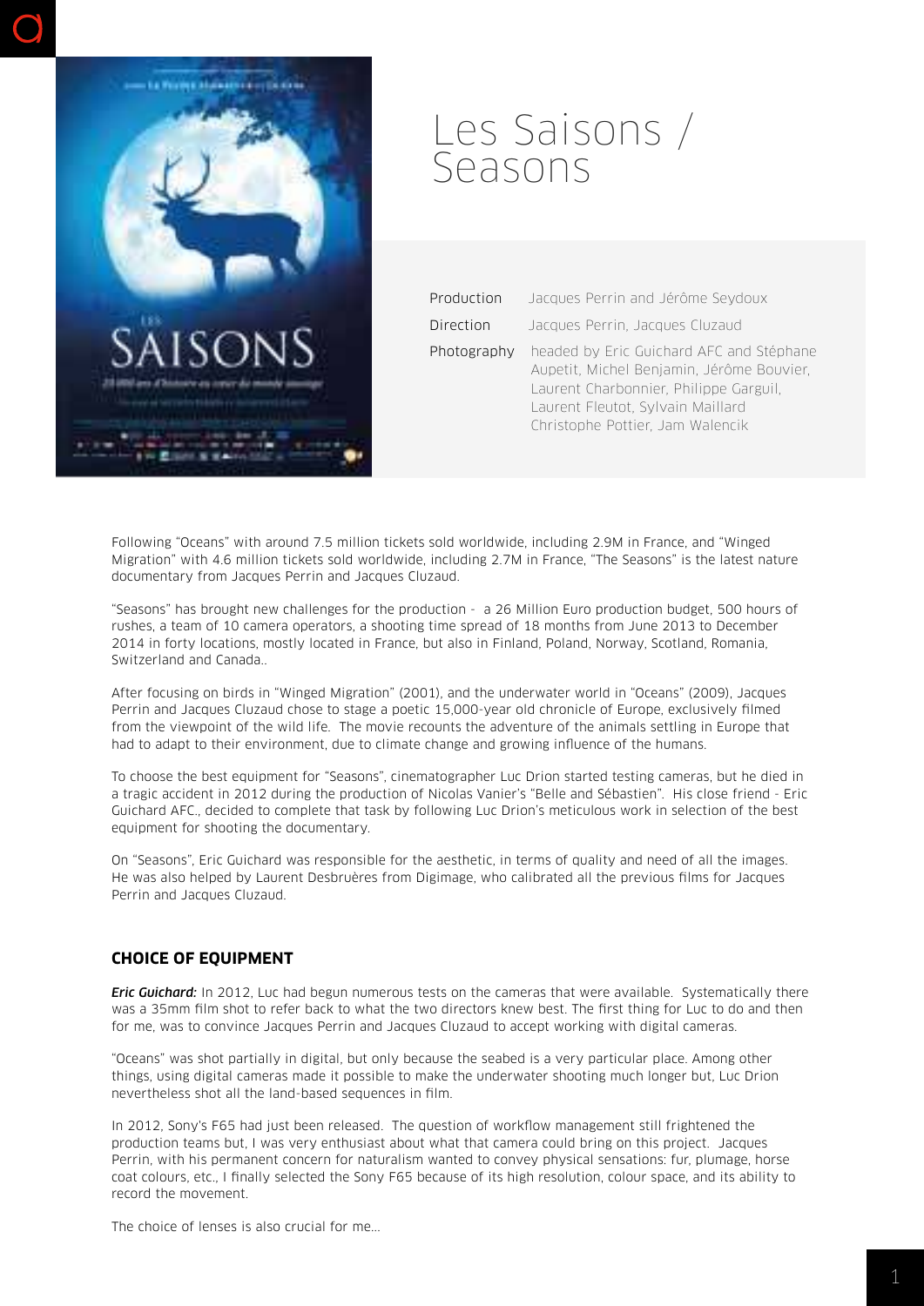# Les Saisons / Seasons

| | |
|---|---|
| Production | Jacques Perrin and Jérôme Seydoux |
| Direction | Jacques Perrin, Jacques Cluzaud |
| Photography | headed by Eric Guichard AFC and Stéphane Aupetit, Michel Benjamin, Jérôme Bouvier, Laurent Charbonnier, Philippe Garguil, Laurent Fleutot, Sylvain Maillard Christophe Pottier, Jam Walencik |

Following "Oceans" with around 7.5 million tickets sold worldwide, including 2.9M in France, and "Winged Migration" with 4.6 million tickets sold worldwide, including 2.7M in France, "The Seasons" is the latest nature documentary from Jacques Perrin and Jacques Cluzaud.

"Seasons" has brought new challenges for the production - a 26 Million Euro production budget, 500 hours of rushes, a team of 10 camera operators, a shooting time spread of 18 months from June 2013 to December 2014 in forty locations, mostly located in France, but also in Finland, Poland, Norway, Scotland, Romania, Switzerland and Canada..

After focusing on birds in "Winged Migration" (2001), and the underwater world in "Oceans" (2009), Jacques Perrin and Jacques Cluzaud chose to stage a poetic 15,000-year old chronicle of Europe, exclusively filmed from the viewpoint of the wild life. The movie recounts the adventure of the animals settling in Europe that had to adapt to their environment, due to climate change and growing influence of the humans.

To choose the best equipment for "Seasons", cinematographer Luc Drion started testing cameras, but he died in a tragic accident in 2012 during the production of Nicolas Vanier's "Belle and Sébastien". His close friend - Eric Guichard AFC., decided to complete that task by following Luc Drion's meticulous work in selection of the best equipment for shooting the documentary.

On "Seasons", Eric Guichard was responsible for the aesthetic, in terms of quality and need of all the images. He was also helped by Laurent Desbruères from Digimage, who calibrated all the previous films for Jacques Perrin and Jacques Cluzaud.

## CHOICE OF EQUIPMENT

***Eric Guichard:*** In 2012, Luc had begun numerous tests on the cameras that were available. Systematically there was a 35mm film shot to refer back to what the two directors knew best. The first thing for Luc to do and then for me, was to convince Jacques Perrin and Jacques Cluzaud to accept working with digital cameras.

"Oceans" was shot partially in digital, but only because the seabed is a very particular place. Among other things, using digital cameras made it possible to make the underwater shooting much longer but, Luc Drion nevertheless shot all the land-based sequences in film.

In 2012, Sony's F65 had just been released. The question of workflow management still frightened the production teams but, I was very enthusiast about what that camera could bring on this project. Jacques Perrin, with his permanent concern for naturalism wanted to convey physical sensations: fur, plumage, horse coat colours, etc., I finally selected the Sony F65 because of its high resolution, colour space, and its ability to record the movement.

The choice of lenses is also crucial for me...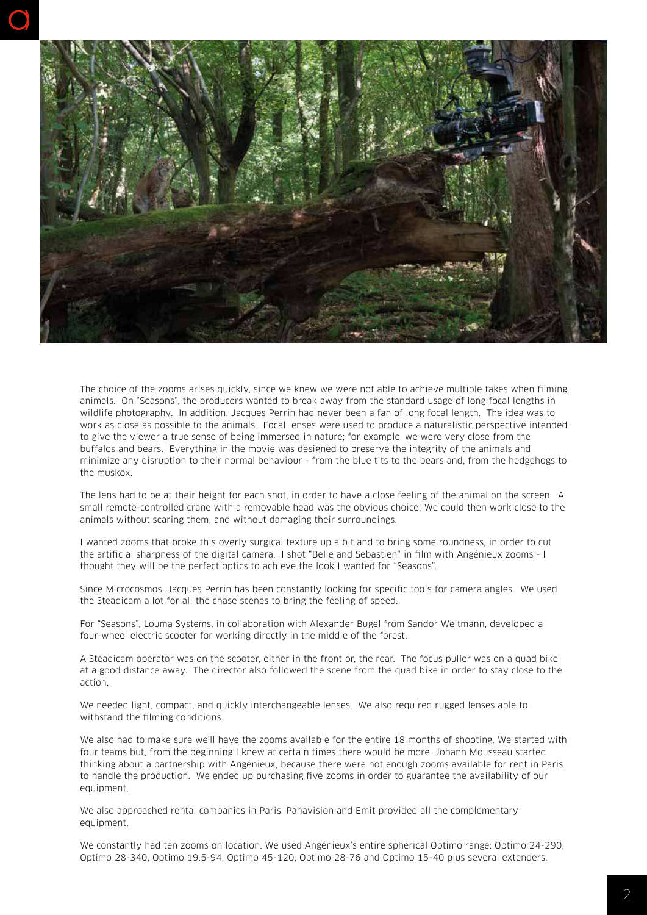The choice of the zooms arises quickly, since we knew we were not able to achieve multiple takes when filming animals. On "Seasons", the producers wanted to break away from the standard usage of long focal lengths in wildlife photography. In addition, Jacques Perrin had never been a fan of long focal length. The idea was to work as close as possible to the animals. Focal lenses were used to produce a naturalistic perspective intended to give the viewer a true sense of being immersed in nature; for example, we were very close from the buffalos and bears. Everything in the movie was designed to preserve the integrity of the animals and minimize any disruption to their normal behaviour - from the blue tits to the bears and, from the hedgehogs to the muskox.

The lens had to be at their height for each shot, in order to have a close feeling of the animal on the screen. A small remote-controlled crane with a removable head was the obvious choice! We could then work close to the animals without scaring them, and without damaging their surroundings.

I wanted zooms that broke this overly surgical texture up a bit and to bring some roundness, in order to cut the artificial sharpness of the digital camera. I shot "Belle and Sebastien" in film with Angénieux zooms - I thought they will be the perfect optics to achieve the look I wanted for "Seasons".

Since Microcosmos, Jacques Perrin has been constantly looking for specific tools for camera angles. We used the Steadicam a lot for all the chase scenes to bring the feeling of speed.

For "Seasons", Louma Systems, in collaboration with Alexander Bugel from Sandor Weltmann, developed a four-wheel electric scooter for working directly in the middle of the forest.

A Steadicam operator was on the scooter, either in the front or, the rear. The focus puller was on a quad bike at a good distance away. The director also followed the scene from the quad bike in order to stay close to the action.

We needed light, compact, and quickly interchangeable lenses. We also required rugged lenses able to withstand the filming conditions.

We also had to make sure we'll have the zooms available for the entire 18 months of shooting. We started with four teams but, from the beginning I knew at certain times there would be more. Johann Mousseau started thinking about a partnership with Angénieux, because there were not enough zooms available for rent in Paris to handle the production. We ended up purchasing five zooms in order to guarantee the availability of our equipment.

We also approached rental companies in Paris. Panavision and Emit provided all the complementary equipment.

We constantly had ten zooms on location. We used Angénieux's entire spherical Optimo range: Optimo 24-290, Optimo 28-340, Optimo 19.5-94, Optimo 45-120, Optimo 28-76 and Optimo 15-40 plus several extenders.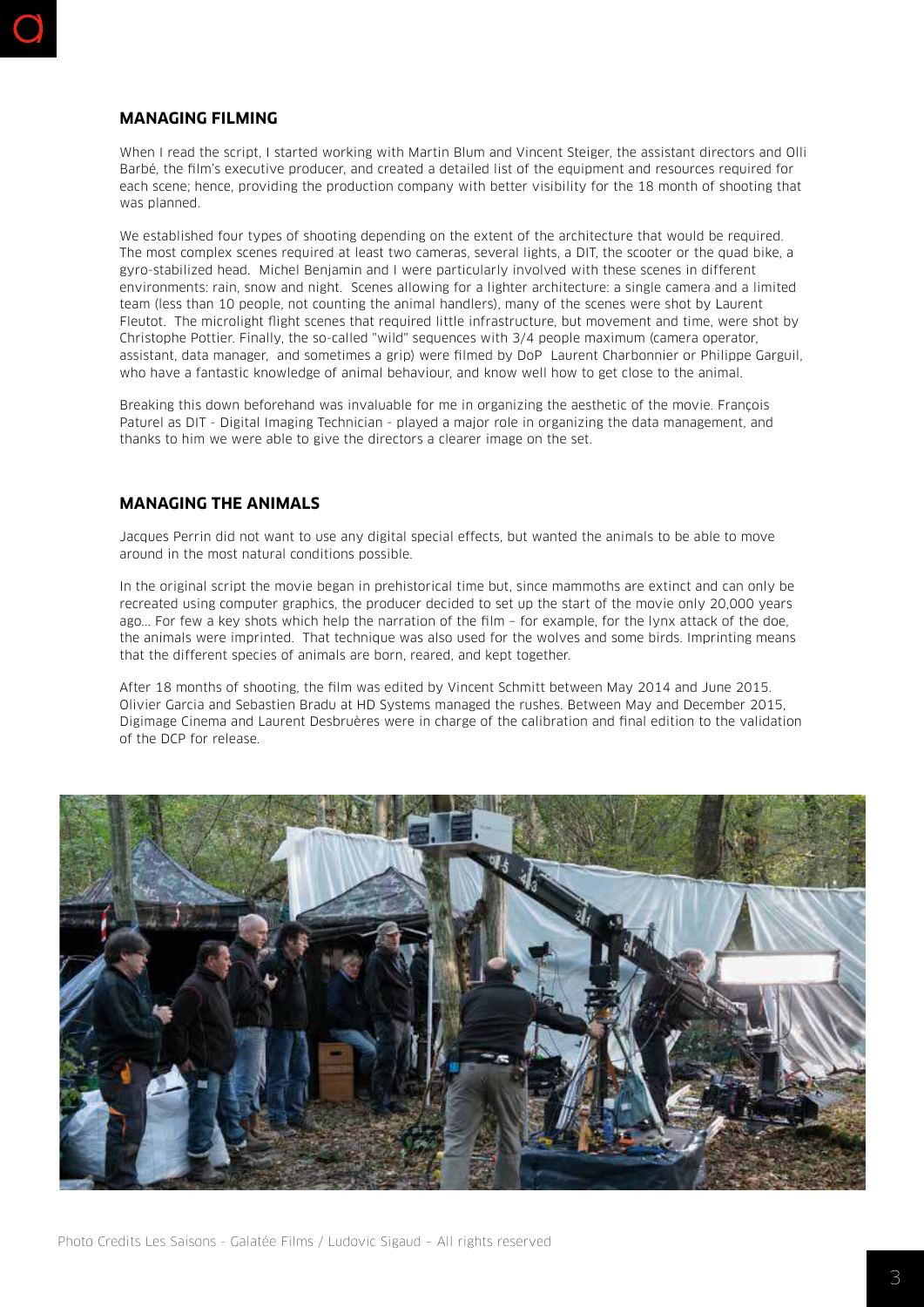## MANAGING FILMING

When I read the script, I started working with Martin Blum and Vincent Steiger, the assistant directors and Olli Barbé, the film's executive producer, and created a detailed list of the equipment and resources required for each scene; hence, providing the production company with better visibility for the 18 month of shooting that was planned.

We established four types of shooting depending on the extent of the architecture that would be required. The most complex scenes required at least two cameras, several lights, a DIT, the scooter or the quad bike, a gyro-stabilized head. Michel Benjamin and I were particularly involved with these scenes in different environments: rain, snow and night. Scenes allowing for a lighter architecture: a single camera and a limited team (less than 10 people, not counting the animal handlers), many of the scenes were shot by Laurent Fleutot. The microlight flight scenes that required little infrastructure, but movement and time, were shot by Christophe Pottier. Finally, the so-called "wild" sequences with 3/4 people maximum (camera operator, assistant, data manager, and sometimes a grip) were filmed by DoP Laurent Charbonnier or Philippe Garguil, who have a fantastic knowledge of animal behaviour, and know well how to get close to the animal.

Breaking this down beforehand was invaluable for me in organizing the aesthetic of the movie. François Paturel as DIT - Digital Imaging Technician - played a major role in organizing the data management, and thanks to him we were able to give the directors a clearer image on the set.

## MANAGING THE ANIMALS

Jacques Perrin did not want to use any digital special effects, but wanted the animals to be able to move around in the most natural conditions possible.

In the original script the movie began in prehistorical time but, since mammoths are extinct and can only be recreated using computer graphics, the producer decided to set up the start of the movie only 20,000 years ago... For few a key shots which help the narration of the film – for example, for the lynx attack of the doe, the animals were imprinted. That technique was also used for the wolves and some birds. Imprinting means that the different species of animals are born, reared, and kept together.

After 18 months of shooting, the film was edited by Vincent Schmitt between May 2014 and June 2015. Olivier Garcia and Sebastien Bradu at HD Systems managed the rushes. Between May and December 2015, Digimage Cinema and Laurent Desbruères were in charge of the calibration and final edition to the validation of the DCP for release.

Photo Credits Les Saisons - Galatée Films / Ludovic Sigaud – All rights reserved